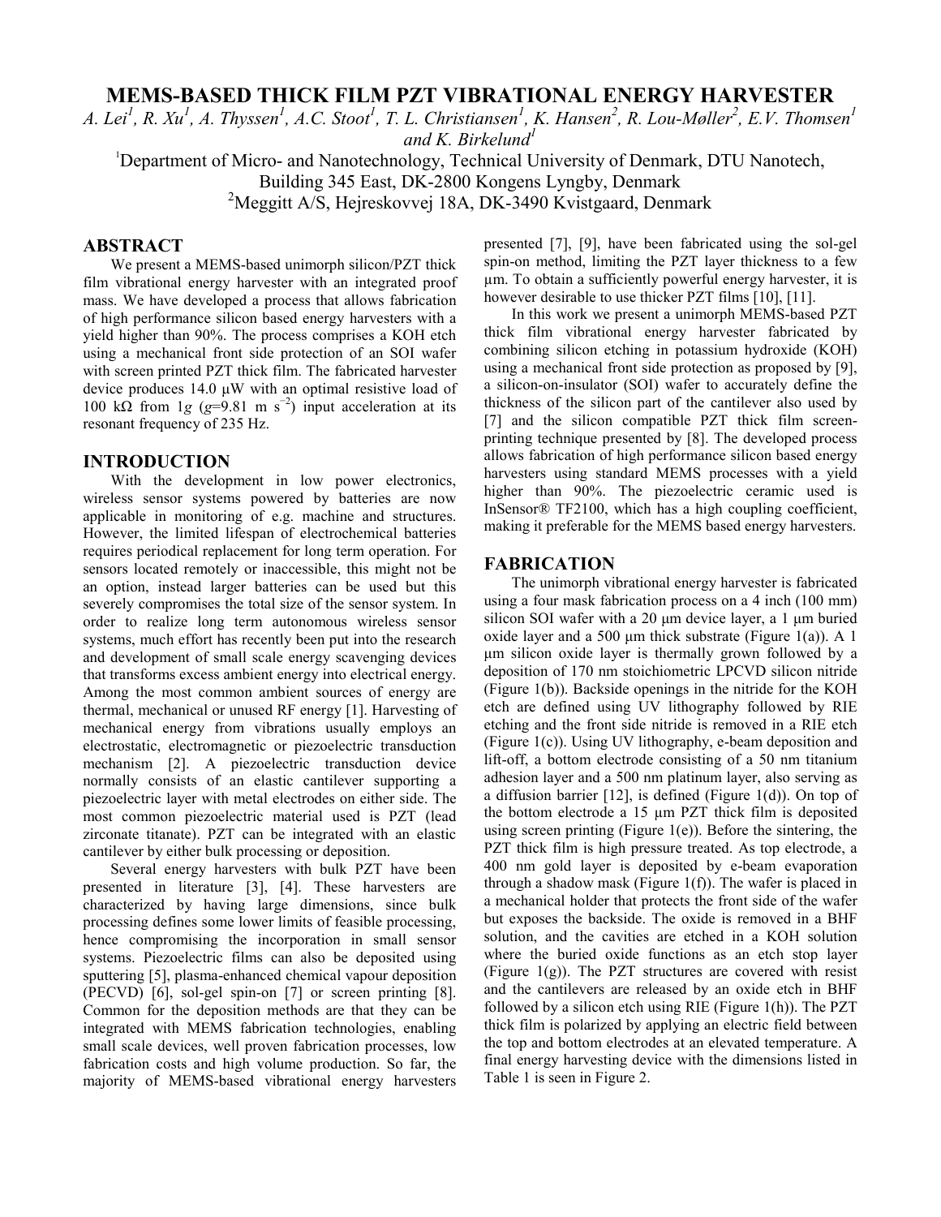# MEMS-BASED THICK FILM PZT VIBRATIONAL ENERGY HARVESTER

*A. Lei[1], R. Xu[1], A. Thyssen[1], A.C. Stoot[1], T. L. Christiansen[1], K. Hansen[2], R. Lou-Møller[2], E.V. Thomsen[1] and K. Birkelund[1]*

[1]Department of Micro- and Nanotechnology, Technical University of Denmark, DTU Nanotech, Building 345 East, DK-2800 Kongens Lyngby, Denmark

[2]Meggitt A/S, Hejreskovvej 18A, DK-3490 Kvistgaard, Denmark

## ABSTRACT

We present a MEMS-based unimorph silicon/PZT thick film vibrational energy harvester with an integrated proof mass. We have developed a process that allows fabrication of high performance silicon based energy harvesters with a yield higher than 90%. The process comprises a KOH etch using a mechanical front side protection of an SOI wafer with screen printed PZT thick film. The fabricated harvester device produces 14.0 μW with an optimal resistive load of 100 kΩ from 1*g* ($g$=9.81 m s$^{-2}$) input acceleration at its resonant frequency of 235 Hz.

## INTRODUCTION

With the development in low power electronics, wireless sensor systems powered by batteries are now applicable in monitoring of e.g. machine and structures. However, the limited lifespan of electrochemical batteries requires periodical replacement for long term operation. For sensors located remotely or inaccessible, this might not be an option, instead larger batteries can be used but this severely compromises the total size of the sensor system. In order to realize long term autonomous wireless sensor systems, much effort has recently been put into the research and development of small scale energy scavenging devices that transforms excess ambient energy into electrical energy. Among the most common ambient sources of energy are thermal, mechanical or unused RF energy [1]. Harvesting of mechanical energy from vibrations usually employs an electrostatic, electromagnetic or piezoelectric transduction mechanism [2]. A piezoelectric transduction device normally consists of an elastic cantilever supporting a piezoelectric layer with metal electrodes on either side. The most common piezoelectric material used is PZT (lead zirconate titanate). PZT can be integrated with an elastic cantilever by either bulk processing or deposition.

Several energy harvesters with bulk PZT have been presented in literature [3], [4]. These harvesters are characterized by having large dimensions, since bulk processing defines some lower limits of feasible processing, hence compromising the incorporation in small sensor systems. Piezoelectric films can also be deposited using sputtering [5], plasma-enhanced chemical vapour deposition (PECVD) [6], sol-gel spin-on [7] or screen printing [8]. Common for the deposition methods are that they can be integrated with MEMS fabrication technologies, enabling small scale devices, well proven fabrication processes, low fabrication costs and high volume production. So far, the majority of MEMS-based vibrational energy harvesters presented [7], [9], have been fabricated using the sol-gel spin-on method, limiting the PZT layer thickness to a few μm. To obtain a sufficiently powerful energy harvester, it is however desirable to use thicker PZT films [10], [11].

In this work we present a unimorph MEMS-based PZT thick film vibrational energy harvester fabricated by combining silicon etching in potassium hydroxide (KOH) using a mechanical front side protection as proposed by [9], a silicon-on-insulator (SOI) wafer to accurately define the thickness of the silicon part of the cantilever also used by [7] and the silicon compatible PZT thick film screen-printing technique presented by [8]. The developed process allows fabrication of high performance silicon based energy harvesters using standard MEMS processes with a yield higher than 90%. The piezoelectric ceramic used is InSensor® TF2100, which has a high coupling coefficient, making it preferable for the MEMS based energy harvesters.

## FABRICATION

The unimorph vibrational energy harvester is fabricated using a four mask fabrication process on a 4 inch (100 mm) silicon SOI wafer with a 20 μm device layer, a 1 μm buried oxide layer and a 500 μm thick substrate (Figure 1(a)). A 1 μm silicon oxide layer is thermally grown followed by a deposition of 170 nm stoichiometric LPCVD silicon nitride (Figure 1(b)). Backside openings in the nitride for the KOH etch are defined using UV lithography followed by RIE etching and the front side nitride is removed in a RIE etch (Figure 1(c)). Using UV lithography, e-beam deposition and lift-off, a bottom electrode consisting of a 50 nm titanium adhesion layer and a 500 nm platinum layer, also serving as a diffusion barrier [12], is defined (Figure 1(d)). On top of the bottom electrode a 15 μm PZT thick film is deposited using screen printing (Figure 1(e)). Before the sintering, the PZT thick film is high pressure treated. As top electrode, a 400 nm gold layer is deposited by e-beam evaporation through a shadow mask (Figure 1(f)). The wafer is placed in a mechanical holder that protects the front side of the wafer but exposes the backside. The oxide is removed in a BHF solution, and the cavities are etched in a KOH solution where the buried oxide functions as an etch stop layer (Figure 1(g)). The PZT structures are covered with resist and the cantilevers are released by an oxide etch in BHF followed by a silicon etch using RIE (Figure 1(h)). The PZT thick film is polarized by applying an electric field between the top and bottom electrodes at an elevated temperature. A final energy harvesting device with the dimensions listed in Table 1 is seen in Figure 2.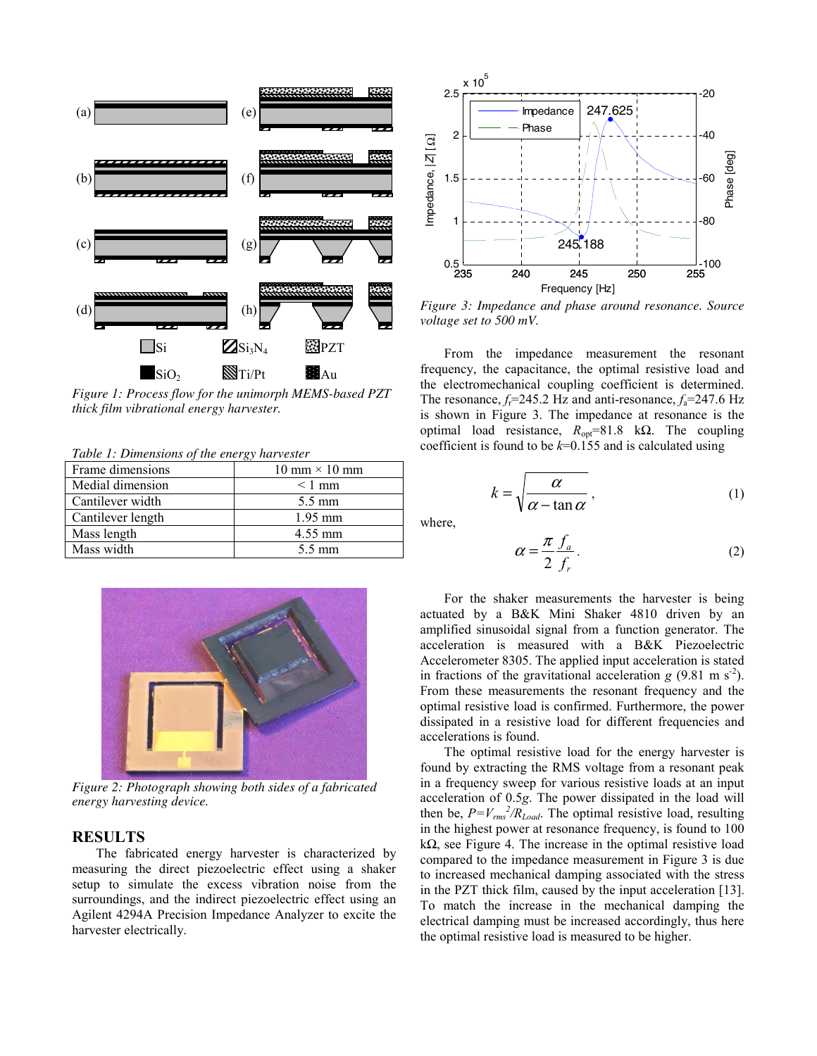Figure 1: Process flow for the unimorph MEMS-based PZT thick film vibrational energy harvester.

Table 1: Dimensions of the energy harvester

| Frame dimensions | 10 mm × 10 mm |
|---|---|
| Medial dimension | < 1 mm |
| Cantilever width | 5.5 mm |
| Cantilever length | 1.95 mm |
| Mass length | 4.55 mm |
| Mass width | 5.5 mm |

Figure 2: Photograph showing both sides of a fabricated energy harvesting device.

## RESULTS

The fabricated energy harvester is characterized by measuring the direct piezoelectric effect using a shaker setup to simulate the excess vibration noise from the surroundings, and the indirect piezoelectric effect using an Agilent 4294A Precision Impedance Analyzer to excite the harvester electrically.

Figure 3: Impedance and phase around resonance. Source voltage set to 500 mV.

From the impedance measurement the resonant frequency, the capacitance, the optimal resistive load and the electromechanical coupling coefficient is determined. The resonance, $f_r$=245.2 Hz and anti-resonance, $f_a$=247.6 Hz is shown in Figure 3. The impedance at resonance is the optimal load resistance, $R_{opt}$=81.8 kΩ. The coupling coefficient is found to be $k$=0.155 and is calculated using

$$k = \sqrt{\frac{\alpha}{\alpha - \tan\alpha}}, \tag{1}$$

where,

$$\alpha = \frac{\pi}{2}\frac{f_a}{f_r}. \tag{2}$$

For the shaker measurements the harvester is being actuated by a B&K Mini Shaker 4810 driven by an amplified sinusoidal signal from a function generator. The acceleration is measured with a B&K Piezoelectric Accelerometer 8305. The applied input acceleration is stated in fractions of the gravitational acceleration $g$ (9.81 m s$^{-2}$). From these measurements the resonant frequency and the optimal resistive load is confirmed. Furthermore, the power dissipated in a resistive load for different frequencies and accelerations is found.

The optimal resistive load for the energy harvester is found by extracting the RMS voltage from a resonant peak in a frequency sweep for various resistive loads at an input acceleration of 0.5$g$. The power dissipated in the load will then be, $P=V_{rms}^2/R_{Load}$. The optimal resistive load, resulting in the highest power at resonance frequency, is found to 100 kΩ, see Figure 4. The increase in the optimal resistive load compared to the impedance measurement in Figure 3 is due to increased mechanical damping associated with the stress in the PZT thick film, caused by the input acceleration [13]. To match the increase in the mechanical damping the electrical damping must be increased accordingly, thus here the optimal resistive load is measured to be higher.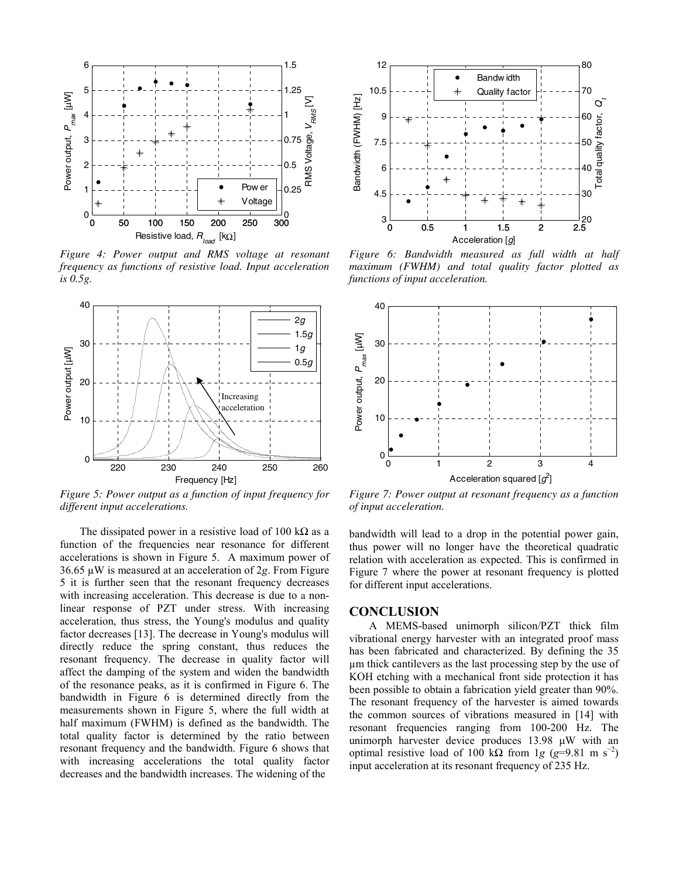*Figure 4: Power output and RMS voltage at resonant frequency as functions of resistive load. Input acceleration is 0.5g.*

*Figure 5: Power output as a function of input frequency for different input accelerations.*

The dissipated power in a resistive load of 100 kΩ as a function of the frequencies near resonance for different accelerations is shown in Figure 5. A maximum power of 36.65 µW is measured at an acceleration of 2*g*. From Figure 5 it is further seen that the resonant frequency decreases with increasing acceleration. This decrease is due to a non-linear response of PZT under stress. With increasing acceleration, thus stress, the Young's modulus and quality factor decreases [13]. The decrease in Young's modulus will directly reduce the spring constant, thus reduces the resonant frequency. The decrease in quality factor will affect the damping of the system and widen the bandwidth of the resonance peaks, as it is confirmed in Figure 6. The bandwidth in Figure 6 is determined directly from the measurements shown in Figure 5, where the full width at half maximum (FWHM) is defined as the bandwidth. The total quality factor is determined by the ratio between resonant frequency and the bandwidth. Figure 6 shows that with increasing accelerations the total quality factor decreases and the bandwidth increases. The widening of the bandwidth will lead to a drop in the potential power gain, thus power will no longer have the theoretical quadratic relation with acceleration as expected. This is confirmed in Figure 7 where the power at resonant frequency is plotted for different input accelerations.

*Figure 6: Bandwidth measured as full width at half maximum (FWHM) and total quality factor plotted as functions of input acceleration.*

*Figure 7: Power output at resonant frequency as a function of input acceleration.*

## CONCLUSION

A MEMS-based unimorph silicon/PZT thick film vibrational energy harvester with an integrated proof mass has been fabricated and characterized. By defining the 35 µm thick cantilevers as the last processing step by the use of KOH etching with a mechanical front side protection it has been possible to obtain a fabrication yield greater than 90%. The resonant frequency of the harvester is aimed towards the common sources of vibrations measured in [14] with resonant frequencies ranging from 100-200 Hz. The unimorph harvester device produces 13.98 µW with an optimal resistive load of 100 kΩ from 1*g* ($g$=9.81 m s$^{-2}$) input acceleration at its resonant frequency of 235 Hz.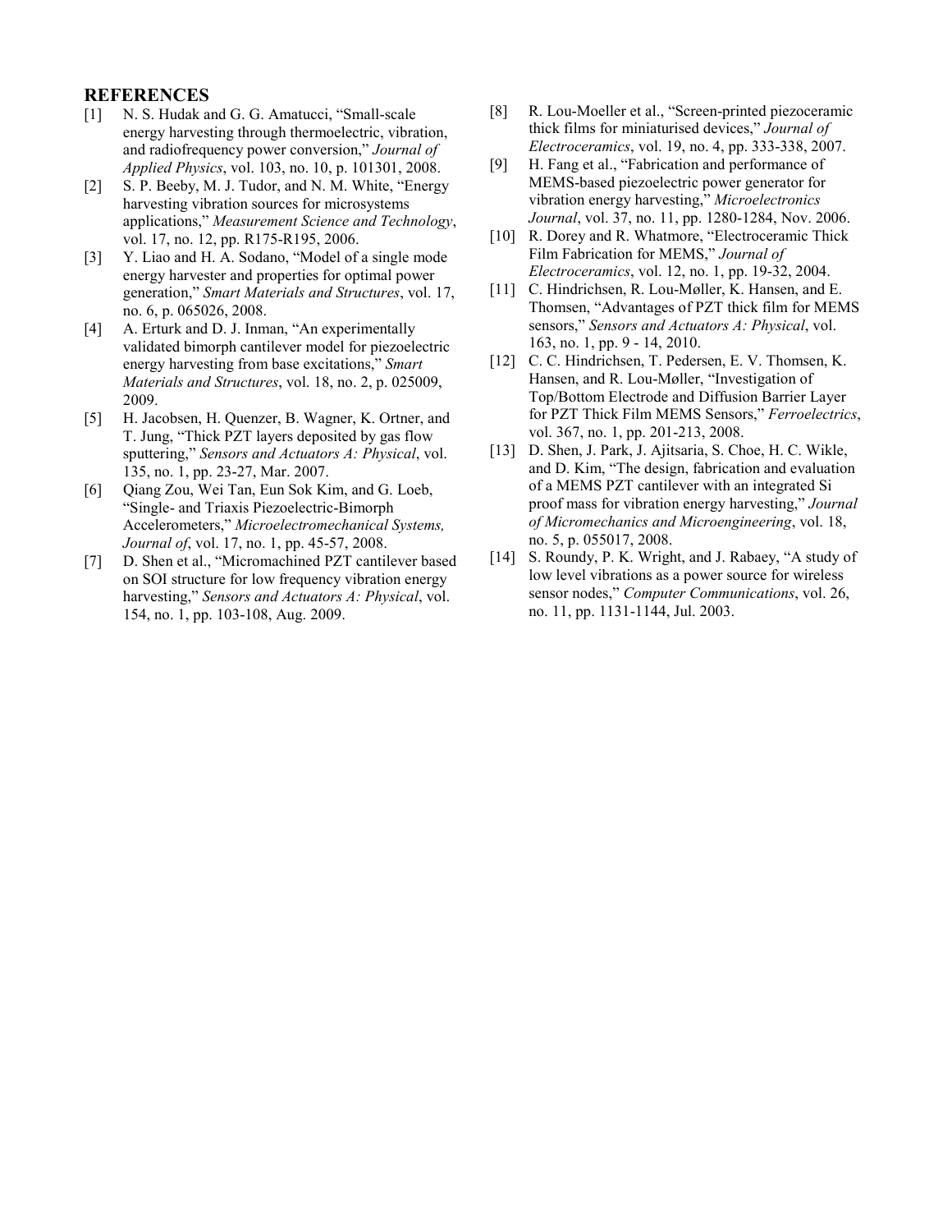## REFERENCES

[1] N. S. Hudak and G. G. Amatucci, "Small-scale energy harvesting through thermoelectric, vibration, and radiofrequency power conversion," *Journal of Applied Physics*, vol. 103, no. 10, p. 101301, 2008.

[2] S. P. Beeby, M. J. Tudor, and N. M. White, "Energy harvesting vibration sources for microsystems applications," *Measurement Science and Technology*, vol. 17, no. 12, pp. R175-R195, 2006.

[3] Y. Liao and H. A. Sodano, "Model of a single mode energy harvester and properties for optimal power generation," *Smart Materials and Structures*, vol. 17, no. 6, p. 065026, 2008.

[4] A. Erturk and D. J. Inman, "An experimentally validated bimorph cantilever model for piezoelectric energy harvesting from base excitations," *Smart Materials and Structures*, vol. 18, no. 2, p. 025009, 2009.

[5] H. Jacobsen, H. Quenzer, B. Wagner, K. Ortner, and T. Jung, "Thick PZT layers deposited by gas flow sputtering," *Sensors and Actuators A: Physical*, vol. 135, no. 1, pp. 23-27, Mar. 2007.

[6] Qiang Zou, Wei Tan, Eun Sok Kim, and G. Loeb, "Single- and Triaxis Piezoelectric-Bimorph Accelerometers," *Microelectromechanical Systems, Journal of*, vol. 17, no. 1, pp. 45-57, 2008.

[7] D. Shen et al., "Micromachined PZT cantilever based on SOI structure for low frequency vibration energy harvesting," *Sensors and Actuators A: Physical*, vol. 154, no. 1, pp. 103-108, Aug. 2009.

[8] R. Lou-Moeller et al., "Screen-printed piezoceramic thick films for miniaturised devices," *Journal of Electroceramics*, vol. 19, no. 4, pp. 333-338, 2007.

[9] H. Fang et al., "Fabrication and performance of MEMS-based piezoelectric power generator for vibration energy harvesting," *Microelectronics Journal*, vol. 37, no. 11, pp. 1280-1284, Nov. 2006.

[10] R. Dorey and R. Whatmore, "Electroceramic Thick Film Fabrication for MEMS," *Journal of Electroceramics*, vol. 12, no. 1, pp. 19-32, 2004.

[11] C. Hindrichsen, R. Lou-Møller, K. Hansen, and E. Thomsen, "Advantages of PZT thick film for MEMS sensors," *Sensors and Actuators A: Physical*, vol. 163, no. 1, pp. 9 - 14, 2010.

[12] C. C. Hindrichsen, T. Pedersen, E. V. Thomsen, K. Hansen, and R. Lou-Møller, "Investigation of Top/Bottom Electrode and Diffusion Barrier Layer for PZT Thick Film MEMS Sensors," *Ferroelectrics*, vol. 367, no. 1, pp. 201-213, 2008.

[13] D. Shen, J. Park, J. Ajitsaria, S. Choe, H. C. Wikle, and D. Kim, "The design, fabrication and evaluation of a MEMS PZT cantilever with an integrated Si proof mass for vibration energy harvesting," *Journal of Micromechanics and Microengineering*, vol. 18, no. 5, p. 055017, 2008.

[14] S. Roundy, P. K. Wright, and J. Rabaey, "A study of low level vibrations as a power source for wireless sensor nodes," *Computer Communications*, vol. 26, no. 11, pp. 1131-1144, Jul. 2003.